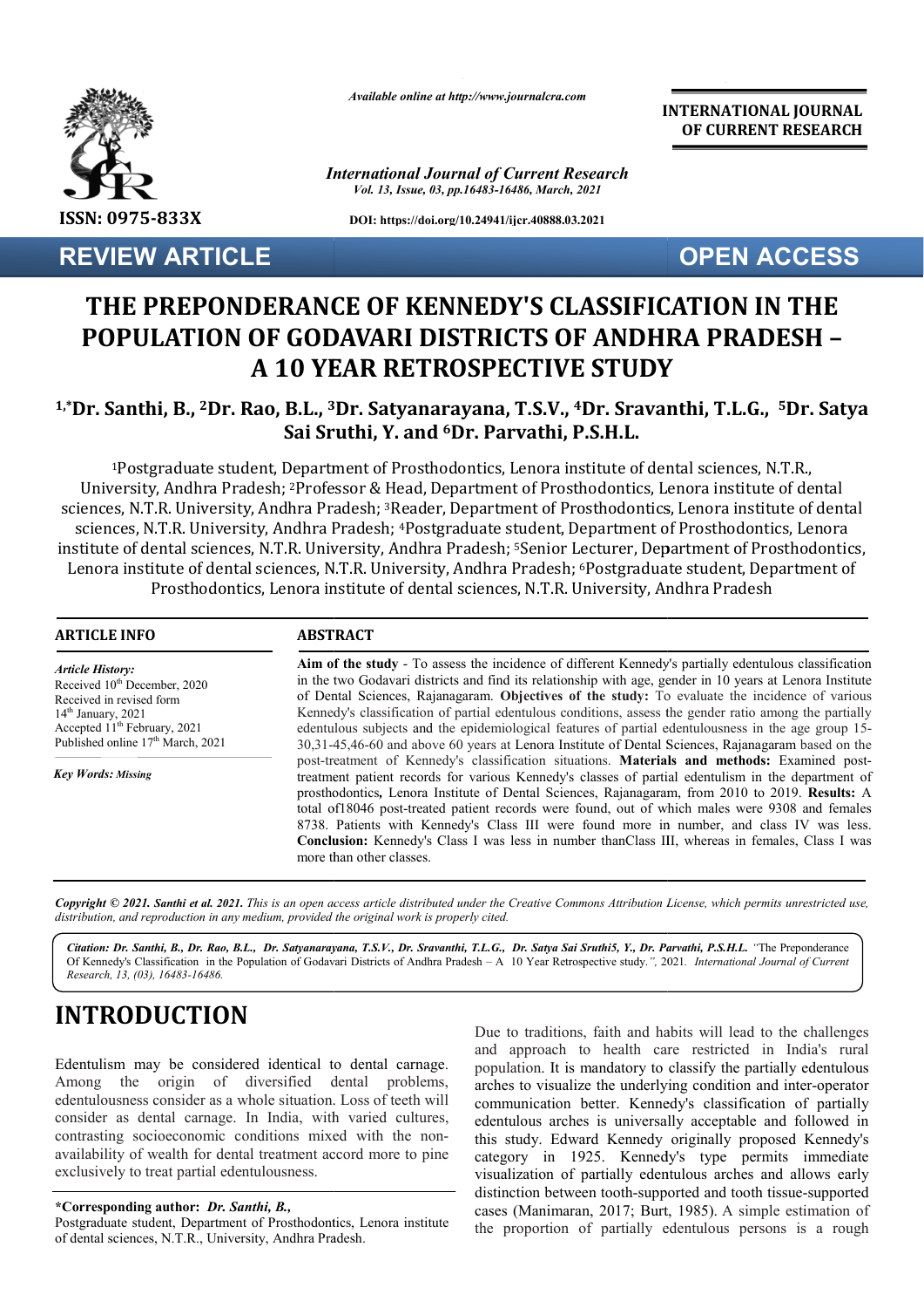Available online at http://www.journalcra.com

*International Journal of Current Research*
*Vol. 13, Issue, 03, pp.16483-16486, March, 2021*

DOI: https://doi.org/10.24941/ijcr.40888.03.2021

**INTERNATIONAL JOURNAL OF CURRENT RESEARCH**

ISSN: 0975-833X

**REVIEW ARTICLE**

**OPEN ACCESS**

# THE PREPONDERANCE OF KENNEDY'S CLASSIFICATION IN THE POPULATION OF GODAVARI DISTRICTS OF ANDHRA PRADESH – A 10 YEAR RETROSPECTIVE STUDY

**[1,*]Dr. Santhi, B., [2]Dr. Rao, B.L., [3]Dr. Satyanarayana, T.S.V., [4]Dr. Sravanthi, T.L.G., [5]Dr. Satya Sai Sruthi, Y. and [6]Dr. Parvathi, P.S.H.L.**

[1]Postgraduate student, Department of Prosthodontics, Lenora institute of dental sciences, N.T.R., University, Andhra Pradesh; [2]Professor & Head, Department of Prosthodontics, Lenora institute of dental sciences, N.T.R. University, Andhra Pradesh; [3]Reader, Department of Prosthodontics, Lenora institute of dental sciences, N.T.R. University, Andhra Pradesh; [4]Postgraduate student, Department of Prosthodontics, Lenora institute of dental sciences, N.T.R. University, Andhra Pradesh; [5]Senior Lecturer, Department of Prosthodontics, Lenora institute of dental sciences, N.T.R. University, Andhra Pradesh; [6]Postgraduate student, Department of Prosthodontics, Lenora institute of dental sciences, N.T.R. University, Andhra Pradesh

**ARTICLE INFO**

*Article History:*
Received 10th December, 2020
Received in revised form
14th January, 2021
Accepted 11th February, 2021
Published online 17th March, 2021

*Key Words: Missing*

**ABSTRACT**

**Aim of the study** - To assess the incidence of different Kennedy's partially edentulous classification in the two Godavari districts and find its relationship with age, gender in 10 years at Lenora Institute of Dental Sciences, Rajanagaram. **Objectives of the study:** To evaluate the incidence of various Kennedy's classification of partial edentulous conditions, assess the gender ratio among the partially edentulous subjects and the epidemiological features of partial edentulousness in the age group 15-30,31-45,46-60 and above 60 years at Lenora Institute of Dental Sciences, Rajanagaram based on the post-treatment of Kennedy's classification situations. **Materials and methods:** Examined post-treatment patient records for various Kennedy's classes of partial edentulism in the department of prosthodontics**,** Lenora Institute of Dental Sciences, Rajanagaram, from 2010 to 2019. **Results:** A total of18046 post-treated patient records were found, out of which males were 9308 and females 8738. Patients with Kennedy's Class III were found more in number, and class IV was less. **Conclusion:** Kennedy's Class I was less in number thanClass III, whereas in females, Class I was more than other classes.

***Copyright © 2021. Santhi et al. 2021.** This is an open access article distributed under the Creative Commons Attribution License, which permits unrestricted use, distribution, and reproduction in any medium, provided the original work is properly cited.*

***Citation:** Dr. Santhi, B., Dr. Rao, B.L., Dr. Satyanarayana, T.S.V., Dr. Sravanthi, T.L.G., Dr. Satya Sai Sruthi5, Y., Dr. Parvathi, P.S.H.L.* "The Preponderance Of Kennedy's Classification in the Population of Godavari Districts of Andhra Pradesh – A 10 Year Retrospective study.", 2021. *International Journal of Current Research, 13, (03), 16483-16486.*

# INTRODUCTION

Edentulism may be considered identical to dental carnage. Among the origin of diversified dental problems, edentulousness consider as a whole situation. Loss of teeth will consider as dental carnage. In India, with varied cultures, contrasting socioeconomic conditions mixed with the non-availability of wealth for dental treatment accord more to pine exclusively to treat partial edentulousness.

Due to traditions, faith and habits will lead to the challenges and approach to health care restricted in India's rural population. It is mandatory to classify the partially edentulous arches to visualize the underlying condition and inter-operator communication better. Kennedy's classification of partially edentulous arches is universally acceptable and followed in this study. Edward Kennedy originally proposed Kennedy's category in 1925. Kennedy's type permits immediate visualization of partially edentulous arches and allows early distinction between tooth-supported and tooth tissue-supported cases (Manimaran, 2017; Burt, 1985). A simple estimation of the proportion of partially edentulous persons is a rough

**\*Corresponding author:** ***Dr. Santhi, B.,***
Postgraduate student, Department of Prosthodontics, Lenora institute of dental sciences, N.T.R., University, Andhra Pradesh.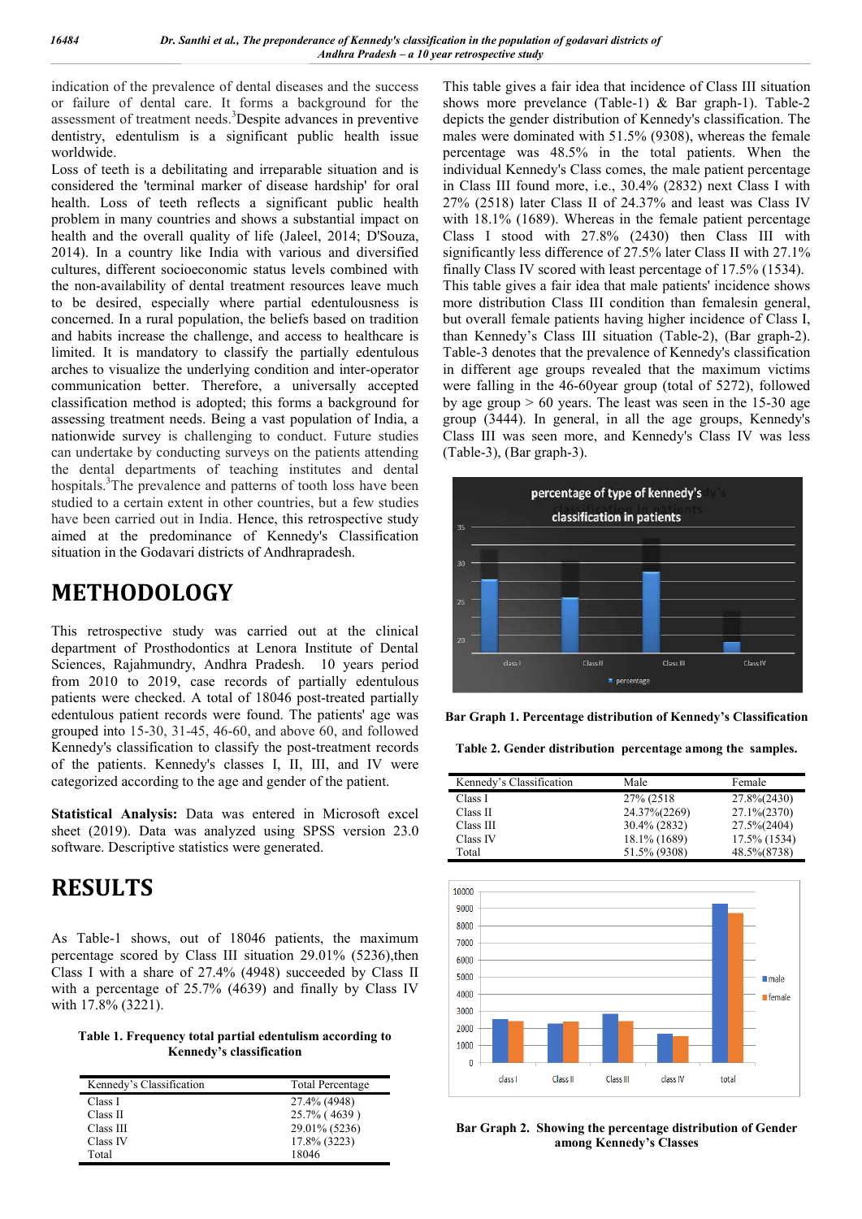indication of the prevalence of dental diseases and the success or failure of dental care. It forms a background for the assessment of treatment needs.[3] Despite advances in preventive dentistry, edentulism is a significant public health issue worldwide.

Loss of teeth is a debilitating and irreparable situation and is considered the 'terminal marker of disease hardship' for oral health. Loss of teeth reflects a significant public health problem in many countries and shows a substantial impact on health and the overall quality of life (Jaleel, 2014; D'Souza, 2014). In a country like India with various and diversified cultures, different socioeconomic status levels combined with the non-availability of dental treatment resources leave much to be desired, especially where partial edentulousness is concerned. In a rural population, the beliefs based on tradition and habits increase the challenge, and access to healthcare is limited. It is mandatory to classify the partially edentulous arches to visualize the underlying condition and inter-operator communication better. Therefore, a universally accepted classification method is adopted; this forms a background for assessing treatment needs. Being a vast population of India, a nationwide survey is challenging to conduct. Future studies can undertake by conducting surveys on the patients attending the dental departments of teaching institutes and dental hospitals.[3] The prevalence and patterns of tooth loss have been studied to a certain extent in other countries, but a few studies have been carried out in India. Hence, this retrospective study aimed at the predominance of Kennedy's Classification situation in the Godavari districts of Andhrapradesh.

# METHODOLOGY

This retrospective study was carried out at the clinical department of Prosthodontics at Lenora Institute of Dental Sciences, Rajahmundry, Andhra Pradesh. 10 years period from 2010 to 2019, case records of partially edentulous patients were checked. A total of 18046 post-treated partially edentulous patient records were found. The patients' age was grouped into 15-30, 31-45, 46-60, and above 60, and followed Kennedy's classification to classify the post-treatment records of the patients. Kennedy's classes I, II, III, and IV were categorized according to the age and gender of the patient.

**Statistical Analysis:** Data was entered in Microsoft excel sheet (2019). Data was analyzed using SPSS version 23.0 software. Descriptive statistics were generated.

# RESULTS

As Table-1 shows, out of 18046 patients, the maximum percentage scored by Class III situation 29.01% (5236),then Class I with a share of 27.4% (4948) succeeded by Class II with a percentage of 25.7% (4639) and finally by Class IV with 17.8% (3221).

**Table 1. Frequency total partial edentulism according to Kennedy's classification**

| Kennedy's Classification | Total Percentage |
|---|---|
| Class I | 27.4% (4948) |
| Class II | 25.7% ( 4639 ) |
| Class III | 29.01% (5236) |
| Class IV | 17.8% (3223) |
| Total | 18046 |

This table gives a fair idea that incidence of Class III situation shows more prevelance (Table-1) & Bar graph-1). Table-2 depicts the gender distribution of Kennedy's classification. The males were dominated with 51.5% (9308), whereas the female percentage was 48.5% in the total patients. When the individual Kennedy's Class comes, the male patient percentage in Class III found more, i.e., 30.4% (2832) next Class I with 27% (2518) later Class II of 24.37% and least was Class IV with 18.1% (1689). Whereas in the female patient percentage Class I stood with 27.8% (2430) then Class III with significantly less difference of 27.5% later Class II with 27.1% finally Class IV scored with least percentage of 17.5% (1534). This table gives a fair idea that male patients' incidence shows more distribution Class III condition than femalesin general, but overall female patients having higher incidence of Class I, than Kennedy's Class III situation (Table-2), (Bar graph-2). Table-3 denotes that the prevalence of Kennedy's classification in different age groups revealed that the maximum victims were falling in the 46-60year group (total of 5272), followed by age group > 60 years. The least was seen in the 15-30 age group (3444). In general, in all the age groups, Kennedy's Class III was seen more, and Kennedy's Class IV was less (Table-3), (Bar graph-3).

**Bar Graph 1. Percentage distribution of Kennedy's Classification**

**Table 2. Gender distribution percentage among the samples.**

| Kennedy's Classification | Male | Female |
|---|---|---|
| Class I | 27% (2518 | 27.8%(2430) |
| Class II | 24.37%(2269) | 27.1%(2370) |
| Class III | 30.4% (2832) | 27.5%(2404) |
| Class IV | 18.1% (1689) | 17.5% (1534) |
| Total | 51.5% (9308) | 48.5%(8738) |

**Bar Graph 2. Showing the percentage distribution of Gender among Kennedy's Classes**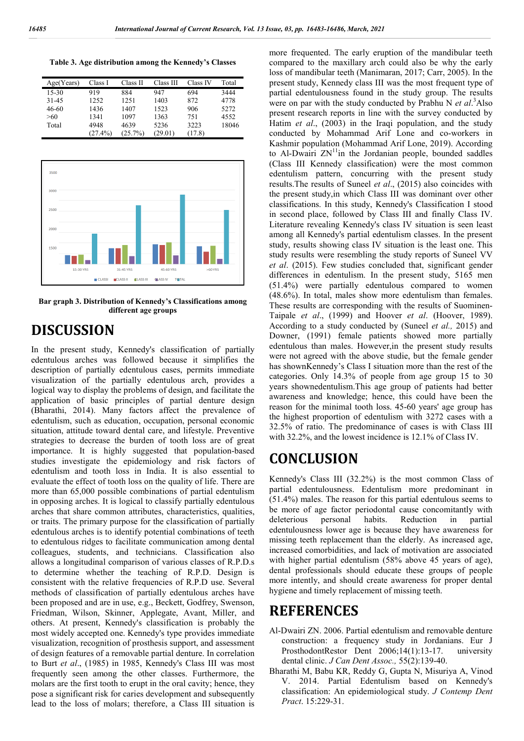**Table 3. Age distribution among the Kennedy's Classes**

| Age(Years) | Class I | Class II | Class III | Class IV | Total |
|---|---|---|---|---|---|
| 15-30 | 919 | 884 | 947 | 694 | 3444 |
| 31-45 | 1252 | 1251 | 1403 | 872 | 4778 |
| 46-60 | 1436 | 1407 | 1523 | 906 | 5272 |
| >60 | 1341 | 1097 | 1363 | 751 | 4552 |
| Total | 4948 (27.4%) | 4639 (25.7%) | 5236 (29.01) | 3223 (17.8) | 18046 |

**Bar graph 3. Distribution of Kennedy's Classifications among different age groups**

# DISCUSSION

In the present study, Kennedy's classification of partially edentulous arches was followed because it simplifies the description of partially edentulous cases, permits immediate visualization of the partially edentulous arch, provides a logical way to display the problems of design, and facilitate the application of basic principles of partial denture design (Bharathi, 2014). Many factors affect the prevalence of edentulism, such as education, occupation, personal economic situation, attitude toward dental care, and lifestyle. Preventive strategies to decrease the burden of tooth loss are of great importance. It is highly suggested that population-based studies investigate the epidemiology and risk factors of edentulism and tooth loss in India. It is also essential to evaluate the effect of tooth loss on the quality of life. There are more than 65,000 possible combinations of partial edentulism in opposing arches. It is logical to classify partially edentulous arches that share common attributes, characteristics, qualities, or traits. The primary purpose for the classification of partially edentulous arches is to identify potential combinations of teeth to edentulous ridges to facilitate communication among dental colleagues, students, and technicians. Classification also allows a longitudinal comparison of various classes of R.P.D.s to determine whether the teaching of R.P.D. Design is consistent with the relative frequencies of R.P.D use. Several methods of classification of partially edentulous arches have been proposed and are in use, e.g., Beckett, Godfrey, Swenson, Friedman, Wilson, Skinner, Applegate, Avant, Miller, and others. At present, Kennedy's classification is probably the most widely accepted one. Kennedy's type provides immediate visualization, recognition of prosthesis support, and assessment of design features of a removable partial denture. In correlation to Burt *et al*., (1985) in 1985, Kennedy's Class III was most frequently seen among the other classes. Furthermore, the molars are the first tooth to erupt in the oral cavity; hence, they pose a significant risk for caries development and subsequently lead to the loss of molars; therefore, a Class III situation is more frequented. The early eruption of the mandibular teeth compared to the maxillary arch could also be why the early loss of mandibular teeth (Manimaran, 2017; Carr, 2005). In the present study, Kennedy class III was the most frequent type of partial edentulousness found in the study group. The results were on par with the study conducted by Prabhu N *et al*.[3]Also present research reports in line with the survey conducted by Hatim *et al*., (2003) in the Iraqi population, and the study conducted by Mohammad Arif Lone and co-workers in Kashmir population (Mohammad Arif Lone, 2019). According to Al-Dwairi ZN[11]in the Jordanian people, bounded saddles (Class III Kennedy classification) were the most common edentulism pattern, concurring with the present study results.The results of Suneel *et al*., (2015) also coincides with the present study,in which Class III was dominant over other classifications. In this study, Kennedy's Classification I stood in second place, followed by Class III and finally Class IV. Literature revealing Kennedy's class IV situation is seen least among all Kennedy's partial edentulism classes. In the present study, results showing class IV situation is the least one. This study results were resembling the study reports of Suneel VV *et al*. (2015). Few studies concluded that, significant gender differences in edentulism. In the present study, 5165 men (51.4%) were partially edentulous compared to women (48.6%). In total, males show more edentulism than females. These results are corresponding with the results of Suominen-Taipale *et al*., (1999) and Hoover *et al*. (Hoover, 1989). According to a study conducted by (Suneel *et al.,* 2015) and Downer, (1991) female patients showed more partially edentulous than males. However,in the present study results were not agreed with the above studie, but the female gender has shownKennedy's Class I situation more than the rest of the categories. Only 14.3% of people from age group 15 to 30 years shownedentulism.This age group of patients had better awareness and knowledge; hence, this could have been the reason for the minimal tooth loss. 45-60 years' age group has the highest proportion of edentulism with 3272 cases with a 32.5% of ratio. The predominance of cases is with Class III with 32.2%, and the lowest incidence is 12.1% of Class IV.

# CONCLUSION

Kennedy's Class III (32.2%) is the most common Class of partial edentulousness. Edentulism more predominant in (51.4%) males. The reason for this partial edentulous seems to be more of age factor periodontal cause concomitantly with deleterious personal habits. Reduction in partial edentulousness lower age is because they have awareness for missing teeth replacement than the elderly. As increased age, increased comorbidities, and lack of motivation are associated with higher partial edentulism (58% above 45 years of age), dental professionals should educate these groups of people more intently, and should create awareness for proper dental hygiene and timely replacement of missing teeth.

# REFERENCES

Al-Dwairi ZN. 2006. Partial edentulism and removable denture construction: a frequency study in Jordanians. Eur J ProsthodontRestor Dent 2006;14(1):13-17. university dental clinic. *J Can Dent Assoc.,* 55(2):139-40.

Bharathi M, Babu KR, Reddy G, Gupta N, Misuriya A, Vinod V. 2014. Partial Edentulism based on Kennedy's classification: An epidemiological study. *J Contemp Dent Pract*. 15:229-31.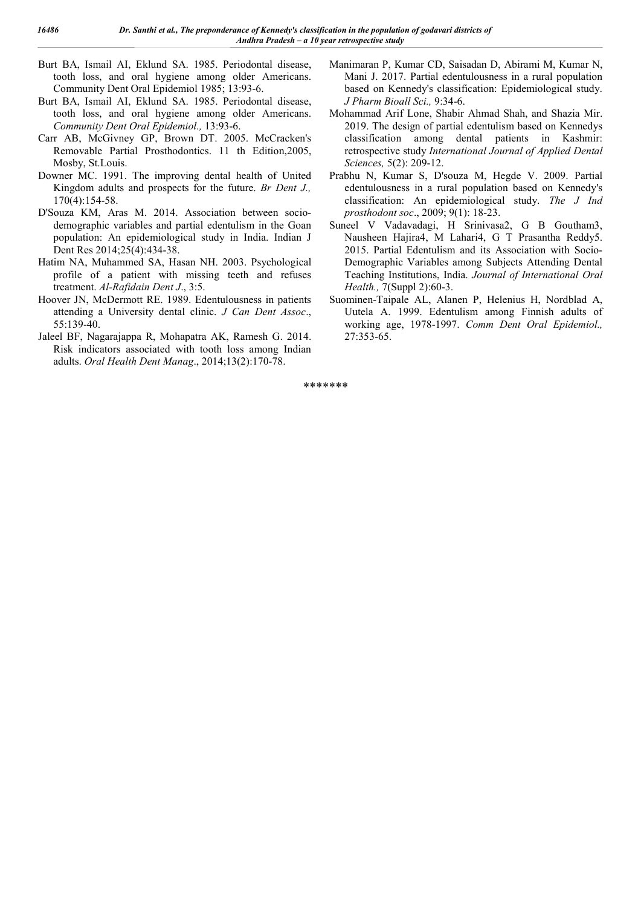Burt BA, Ismail AI, Eklund SA. 1985. Periodontal disease, tooth loss, and oral hygiene among older Americans. Community Dent Oral Epidemiol 1985; 13:93-6.

Burt BA, Ismail AI, Eklund SA. 1985. Periodontal disease, tooth loss, and oral hygiene among older Americans. *Community Dent Oral Epidemiol.,* 13:93-6.

Carr AB, McGivney GP, Brown DT. 2005. McCracken's Removable Partial Prosthodontics. 11 th Edition,2005, Mosby, St.Louis.

Downer MC. 1991. The improving dental health of United Kingdom adults and prospects for the future. *Br Dent J.,* 170(4):154-58.

D'Souza KM, Aras M. 2014. Association between socio-demographic variables and partial edentulism in the Goan population: An epidemiological study in India. Indian J Dent Res 2014;25(4):434-38.

Hatim NA, Muhammed SA, Hasan NH. 2003. Psychological profile of a patient with missing teeth and refuses treatment. *Al-Rafidain Dent J*., 3:5.

Hoover JN, McDermott RE. 1989. Edentulousness in patients attending a University dental clinic. *J Can Dent Assoc*., 55:139-40.

Jaleel BF, Nagarajappa R, Mohapatra AK, Ramesh G. 2014. Risk indicators associated with tooth loss among Indian adults. *Oral Health Dent Manag*., 2014;13(2):170-78.

Manimaran P, Kumar CD, Saisadan D, Abirami M, Kumar N, Mani J. 2017. Partial edentulousness in a rural population based on Kennedy's classification: Epidemiological study. *J Pharm Bioall Sci.,* 9:34-6.

Mohammad Arif Lone, Shabir Ahmad Shah, and Shazia Mir. 2019. The design of partial edentulism based on Kennedys classification among dental patients in Kashmir: retrospective study *International Journal of Applied Dental Sciences,* 5(2): 209-12.

Prabhu N, Kumar S, D'souza M, Hegde V. 2009. Partial edentulousness in a rural population based on Kennedy's classification: An epidemiological study. *The J Ind prosthodont soc*., 2009; 9(1): 18-23.

Suneel V Vadavadagi, H Srinivasa2, G B Goutham3, Nausheen Hajira4, M Lahari4, G T Prasantha Reddy5. 2015. Partial Edentulism and its Association with Socio-Demographic Variables among Subjects Attending Dental Teaching Institutions, India. *Journal of International Oral Health.,* 7(Suppl 2):60-3.

Suominen-Taipale AL, Alanen P, Helenius H, Nordblad A, Uutela A. 1999. Edentulism among Finnish adults of working age, 1978-1997. *Comm Dent Oral Epidemiol.,* 27:353-65.

*******